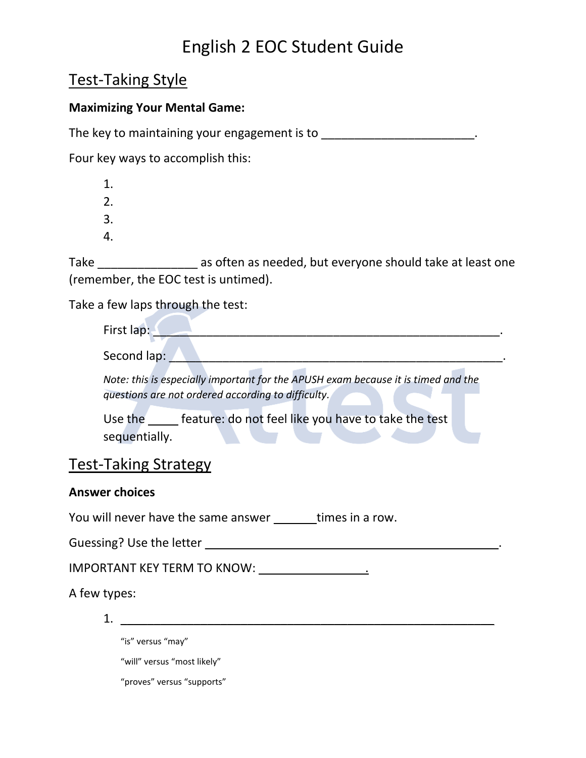# English 2 EOC Student Guide

## Test-Taking Style

**Maximizing Your Mental Game:**

The key to maintaining your engagement is to ______________________.

Four key ways to accomplish this:

1.
2.
3.
4.

Take ______________ as often as needed, but everyone should take at least one (remember, the EOC test is untimed).

Take a few laps through the test:

First lap: ________________________________________________.

Second lap: ______________________________________________.

*Note: this is especially important for the APUSH exam because it is timed and the questions are not ordered according to difficulty.*

Use the ____ feature: do not feel like you have to take the test sequentially.

## Test-Taking Strategy

**Answer choices**

You will never have the same answer ______times in a row.

Guessing? Use the letter ____________________________________________.

IMPORTANT KEY TERM TO KNOW: _______________.

A few types:

1. ______________________________________________________

   "is" versus "may"

   "will" versus "most likely"

   "proves" versus "supports"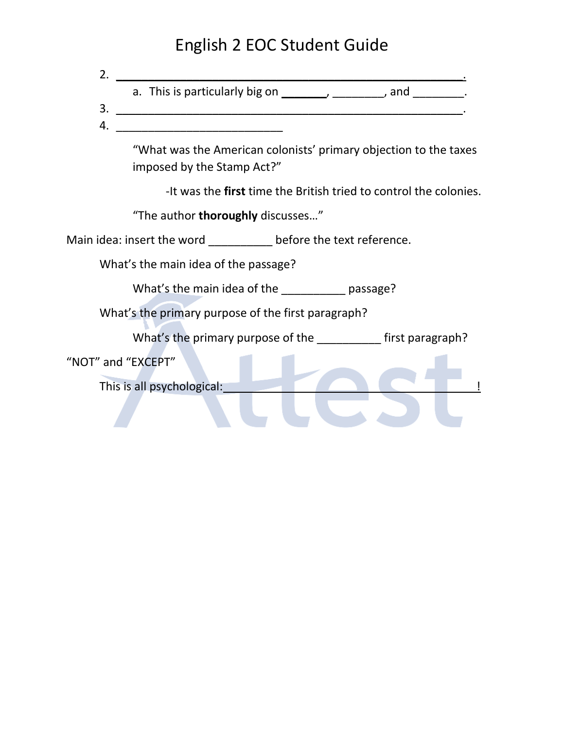2. ________________________________________________________________.
   a. This is particularly big on _______, ________, and ________.
3. ________________________________________________________________.
4. ___________________________

“What was the American colonists’ primary objection to the taxes imposed by the Stamp Act?”

-It was the **first** time the British tried to control the colonies.

“The author **thoroughly** discusses…”

Main idea: insert the word __________ before the text reference.

What’s the main idea of the passage?

What’s the main idea of the __________ passage?

What’s the primary purpose of the first paragraph?

What’s the primary purpose of the __________ first paragraph?

“NOT” and “EXCEPT”

This is all psychological: ______________________________________________!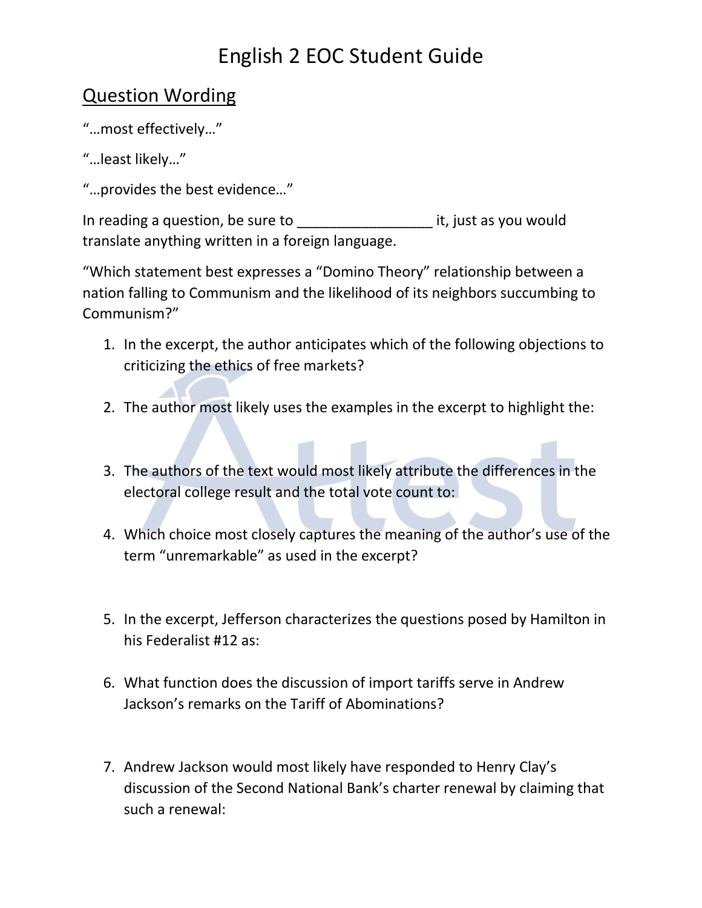# English 2 EOC Student Guide

## Question Wording

"…most effectively…"

"…least likely…"

"…provides the best evidence…"

In reading a question, be sure to _________________ it, just as you would translate anything written in a foreign language.

"Which statement best expresses a "Domino Theory" relationship between a nation falling to Communism and the likelihood of its neighbors succumbing to Communism?"

1. In the excerpt, the author anticipates which of the following objections to criticizing the ethics of free markets?

2. The author most likely uses the examples in the excerpt to highlight the:

3. The authors of the text would most likely attribute the differences in the electoral college result and the total vote count to:

4. Which choice most closely captures the meaning of the author's use of the term "unremarkable" as used in the excerpt?

5. In the excerpt, Jefferson characterizes the questions posed by Hamilton in his Federalist #12 as:

6. What function does the discussion of import tariffs serve in Andrew Jackson's remarks on the Tariff of Abominations?

7. Andrew Jackson would most likely have responded to Henry Clay's discussion of the Second National Bank's charter renewal by claiming that such a renewal: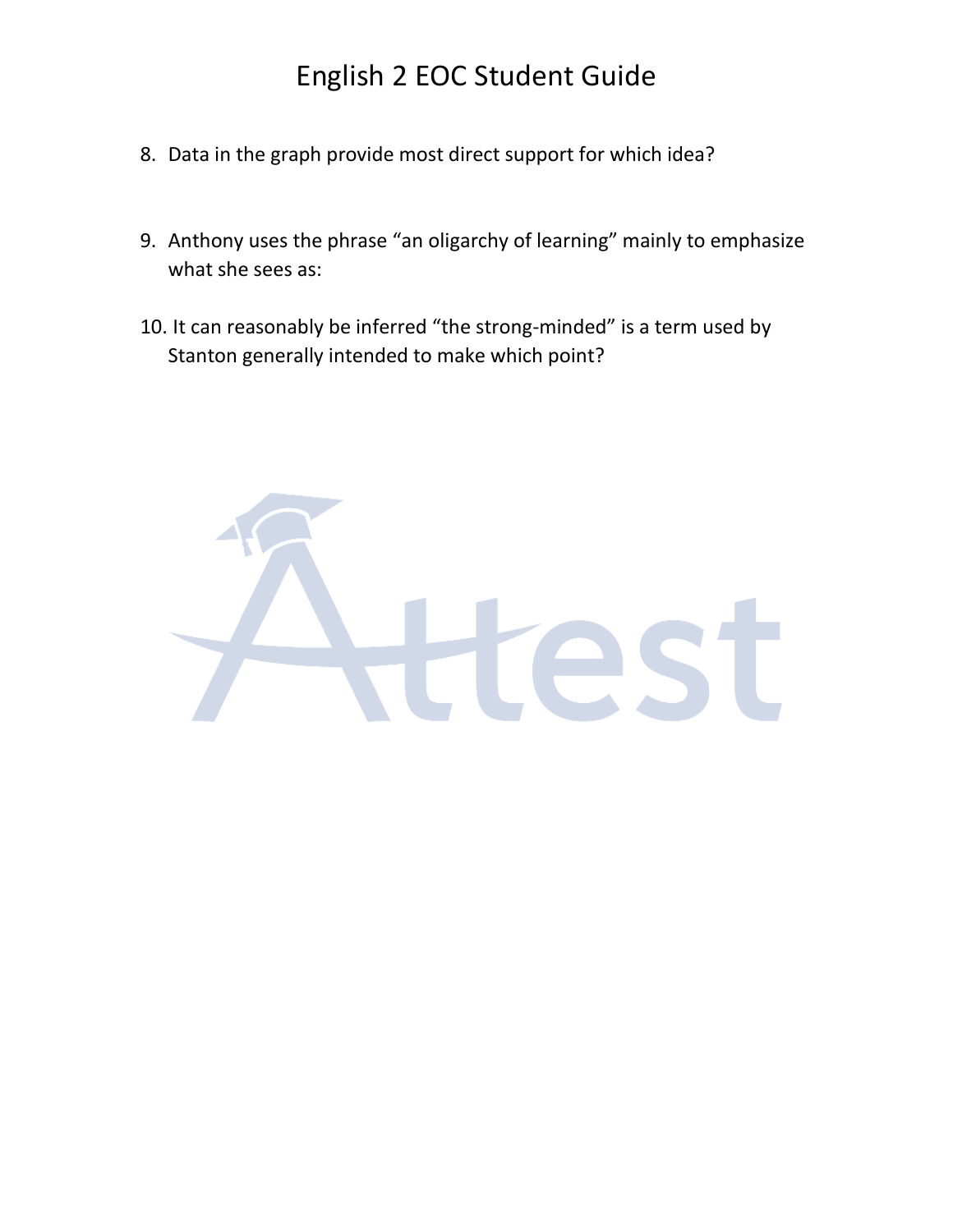8. Data in the graph provide most direct support for which idea?

9. Anthony uses the phrase "an oligarchy of learning" mainly to emphasize what she sees as:

10. It can reasonably be inferred "the strong-minded" is a term used by Stanton generally intended to make which point?